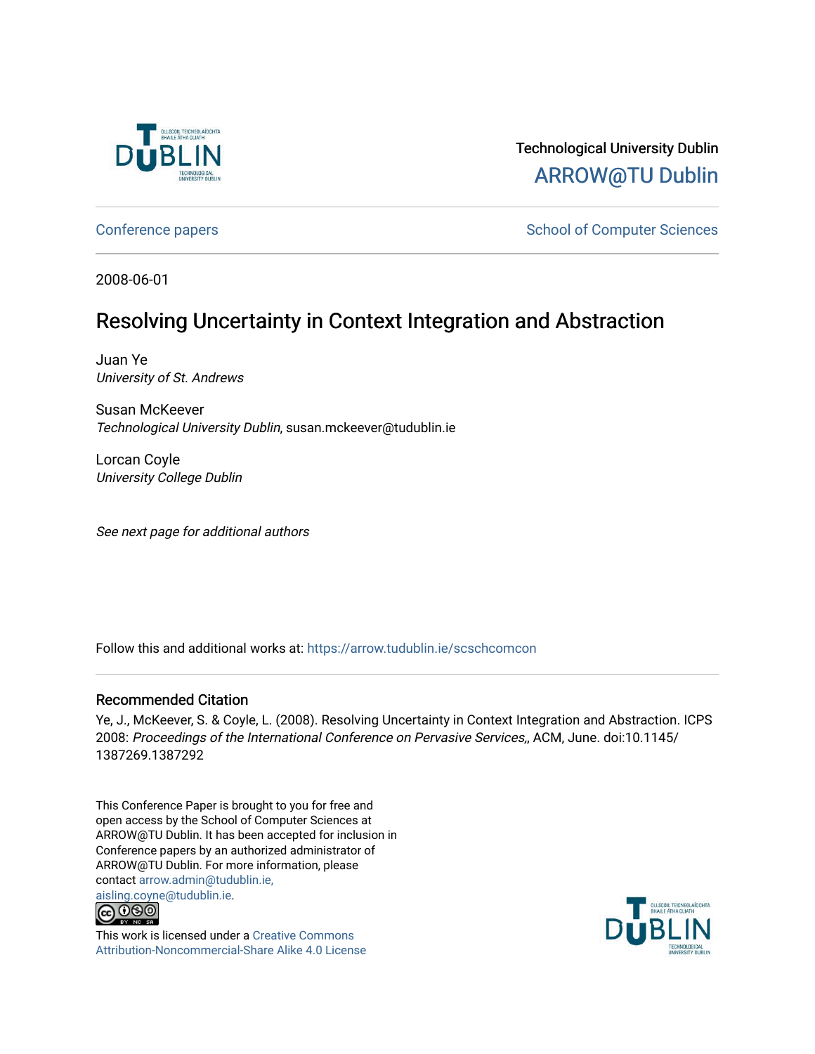Technological University Dublin

ARROW@TU Dublin

Conference papers

School of Computer Sciences

2008-06-01

# Resolving Uncertainty in Context Integration and Abstraction

Juan Ye
*University of St. Andrews*

Susan McKeever
*Technological University Dublin*, susan.mckeever@tudublin.ie

Lorcan Coyle
*University College Dublin*

*See next page for additional authors*

Follow this and additional works at: https://arrow.tudublin.ie/scschcomcon

## Recommended Citation

Ye, J., McKeever, S. & Coyle, L. (2008). Resolving Uncertainty in Context Integration and Abstraction. ICPS 2008: *Proceedings of the International Conference on Pervasive Services*,, ACM, June. doi:10.1145/1387269.1387292

This Conference Paper is brought to you for free and open access by the School of Computer Sciences at ARROW@TU Dublin. It has been accepted for inclusion in Conference papers by an authorized administrator of ARROW@TU Dublin. For more information, please contact arrow.admin@tudublin.ie, aisling.coyne@tudublin.ie.

This work is licensed under a Creative Commons Attribution-Noncommercial-Share Alike 4.0 License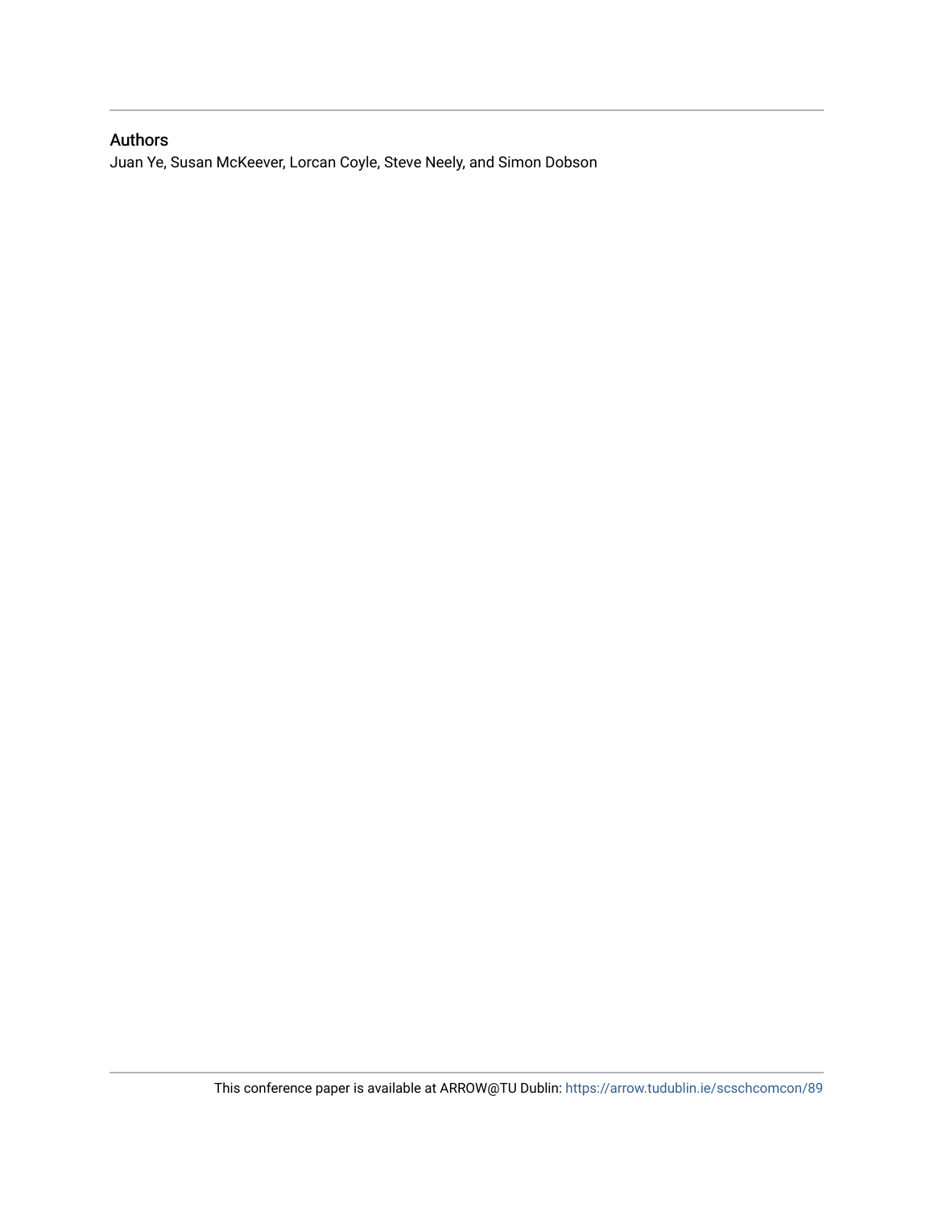## Authors

Juan Ye, Susan McKeever, Lorcan Coyle, Steve Neely, and Simon Dobson

This conference paper is available at ARROW@TU Dublin: https://arrow.tudublin.ie/scschcomcon/89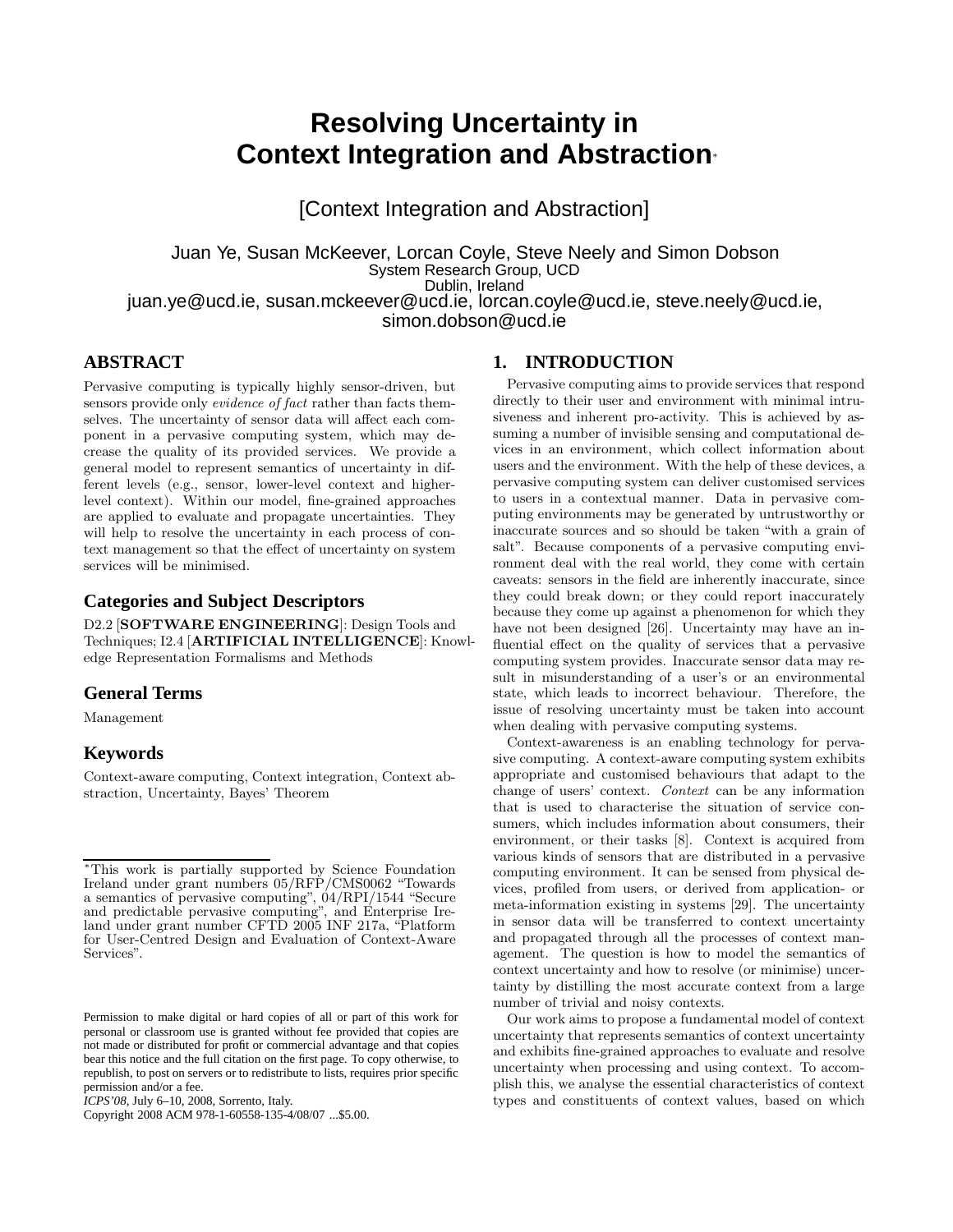# Resolving Uncertainty in Context Integration and Abstraction*

[Context Integration and Abstraction]

Juan Ye, Susan McKeever, Lorcan Coyle, Steve Neely and Simon Dobson
System Research Group, UCD
Dublin, Ireland
juan.ye@ucd.ie, susan.mckeever@ucd.ie, lorcan.coyle@ucd.ie, steve.neely@ucd.ie, simon.dobson@ucd.ie

## ABSTRACT

Pervasive computing is typically highly sensor-driven, but sensors provide only *evidence of fact* rather than facts themselves. The uncertainty of sensor data will affect each component in a pervasive computing system, which may decrease the quality of its provided services. We provide a general model to represent semantics of uncertainty in different levels (e.g., sensor, lower-level context and higher-level context). Within our model, fine-grained approaches are applied to evaluate and propagate uncertainties. They will help to resolve the uncertainty in each process of context management so that the effect of uncertainty on system services will be minimised.

### Categories and Subject Descriptors

D2.2 [**SOFTWARE ENGINEERING**]: Design Tools and Techniques; I2.4 [**ARTIFICIAL INTELLIGENCE**]: Knowledge Representation Formalisms and Methods

### General Terms

Management

### Keywords

Context-aware computing, Context integration, Context abstraction, Uncertainty, Bayes' Theorem

*This work is partially supported by Science Foundation Ireland under grant numbers 05/RFP/CMS0062 "Towards a semantics of pervasive computing", 04/RPI/1544 "Secure and predictable pervasive computing", and Enterprise Ireland under grant number CFTD 2005 INF 217a, "Platform for User-Centred Design and Evaluation of Context-Aware Services".

Permission to make digital or hard copies of all or part of this work for personal or classroom use is granted without fee provided that copies are not made or distributed for profit or commercial advantage and that copies bear this notice and the full citation on the first page. To copy otherwise, to republish, to post on servers or to redistribute to lists, requires prior specific permission and/or a fee.
*ICPS'08*, July 6–10, 2008, Sorrento, Italy.
Copyright 2008 ACM 978-1-60558-135-4/08/07 ...$5.00.

## 1. INTRODUCTION

Pervasive computing aims to provide services that respond directly to their user and environment with minimal intrusiveness and inherent pro-activity. This is achieved by assuming a number of invisible sensing and computational devices in an environment, which collect information about users and the environment. With the help of these devices, a pervasive computing system can deliver customised services to users in a contextual manner. Data in pervasive computing environments may be generated by untrustworthy or inaccurate sources and so should be taken "with a grain of salt". Because components of a pervasive computing environment deal with the real world, they come with certain caveats: sensors in the field are inherently inaccurate, since they could break down; or they could report inaccurately because they come up against a phenomenon for which they have not been designed [26]. Uncertainty may have an influential effect on the quality of services that a pervasive computing system provides. Inaccurate sensor data may result in misunderstanding of a user's or an environmental state, which leads to incorrect behaviour. Therefore, the issue of resolving uncertainty must be taken into account when dealing with pervasive computing systems.

Context-awareness is an enabling technology for pervasive computing. A context-aware computing system exhibits appropriate and customised behaviours that adapt to the change of users' context. *Context* can be any information that is used to characterise the situation of service consumers, which includes information about consumers, their environment, or their tasks [8]. Context is acquired from various kinds of sensors that are distributed in a pervasive computing environment. It can be sensed from physical devices, profiled from users, or derived from application- or meta-information existing in systems [29]. The uncertainty in sensor data will be transferred to context uncertainty and propagated through all the processes of context management. The question is how to model the semantics of context uncertainty and how to resolve (or minimise) uncertainty by distilling the most accurate context from a large number of trivial and noisy contexts.

Our work aims to propose a fundamental model of context uncertainty that represents semantics of context uncertainty and exhibits fine-grained approaches to evaluate and resolve uncertainty when processing and using context. To accomplish this, we analyse the essential characteristics of context types and constituents of context values, based on which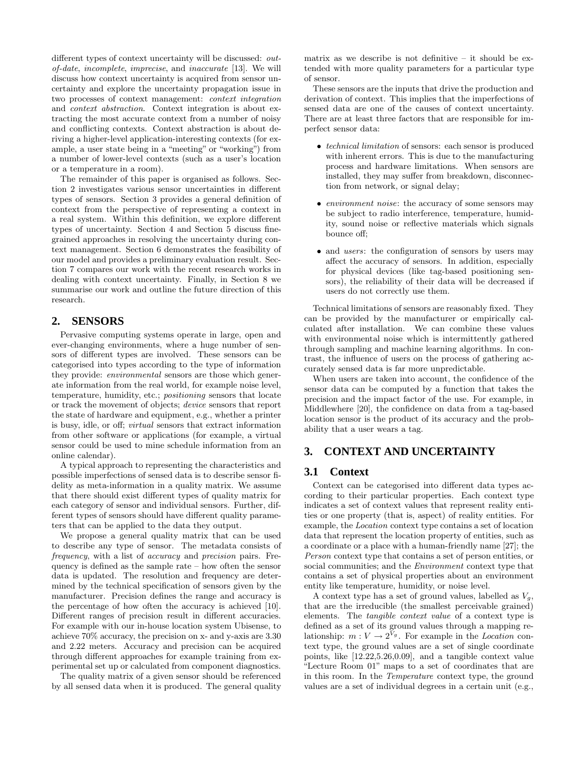different types of context uncertainty will be discussed: *out-of-date*, *incomplete*, *imprecise*, and *inaccurate* [13]. We will discuss how context uncertainty is acquired from sensor uncertainty and explore the uncertainty propagation issue in two processes of context management: *context integration* and *context abstraction*. Context integration is about extracting the most accurate context from a number of noisy and conflicting contexts. Context abstraction is about deriving a higher-level application-interesting contexts (for example, a user state being in a "meeting" or "working") from a number of lower-level contexts (such as a user's location or a temperature in a room).

The remainder of this paper is organised as follows. Section 2 investigates various sensor uncertainties in different types of sensors. Section 3 provides a general definition of context from the perspective of representing a context in a real system. Within this definition, we explore different types of uncertainty. Section 4 and Section 5 discuss fine-grained approaches in resolving the uncertainty during context management. Section 6 demonstrates the feasibility of our model and provides a preliminary evaluation result. Section 7 compares our work with the recent research works in dealing with context uncertainty. Finally, in Section 8 we summarise our work and outline the future direction of this research.

## 2. SENSORS

Pervasive computing systems operate in large, open and ever-changing environments, where a huge number of sensors of different types are involved. These sensors can be categorised into types according to the type of information they provide: *environmental* sensors are those which generate information from the real world, for example noise level, temperature, humidity, etc.; *positioning* sensors that locate or track the movement of objects; *device* sensors that report the state of hardware and equipment, e.g., whether a printer is busy, idle, or off; *virtual* sensors that extract information from other software or applications (for example, a virtual sensor could be used to mine schedule information from an online calendar).

A typical approach to representing the characteristics and possible imperfections of sensed data is to describe sensor fidelity as meta-information in a quality matrix. We assume that there should exist different types of quality matrix for each category of sensor and individual sensors. Further, different types of sensors should have different quality parameters that can be applied to the data they output.

We propose a general quality matrix that can be used to describe any type of sensor. The metadata consists of *frequency*, with a list of *accuracy* and *precision* pairs. Frequency is defined as the sample rate – how often the sensor data is updated. The resolution and frequency are determined by the technical specification of sensors given by the manufacturer. Precision defines the range and accuracy is the percentage of how often the accuracy is achieved [10]. Different ranges of precision result in different accuracies. For example with our in-house location system Ubisense, to achieve 70% accuracy, the precision on x- and y-axis are 3.30 and 2.22 meters. Accuracy and precision can be acquired through different approaches for example training from experimental set up or calculated from component diagnostics.

The quality matrix of a given sensor should be referenced by all sensed data when it is produced. The general quality matrix as we describe is not definitive – it should be extended with more quality parameters for a particular type of sensor.

These sensors are the inputs that drive the production and derivation of context. This implies that the imperfections of sensed data are one of the causes of context uncertainty. There are at least three factors that are responsible for imperfect sensor data:

- *technical limitation* of sensors: each sensor is produced with inherent errors. This is due to the manufacturing process and hardware limitations. When sensors are installed, they may suffer from breakdown, disconnection from network, or signal delay;
- *environment noise*: the accuracy of some sensors may be subject to radio interference, temperature, humidity, sound noise or reflective materials which signals bounce off;
- and *users*: the configuration of sensors by users may affect the accuracy of sensors. In addition, especially for physical devices (like tag-based positioning sensors), the reliability of their data will be decreased if users do not correctly use them.

Technical limitations of sensors are reasonably fixed. They can be provided by the manufacturer or empirically calculated after installation. We can combine these values with environmental noise which is intermittently gathered through sampling and machine learning algorithms. In contrast, the influence of users on the process of gathering accurately sensed data is far more unpredictable.

When users are taken into account, the confidence of the sensor data can be computed by a function that takes the precision and the impact factor of the use. For example, in Middlewhere [20], the confidence on data from a tag-based location sensor is the product of its accuracy and the probability that a user wears a tag.

## 3. CONTEXT AND UNCERTAINTY

### 3.1 Context

Context can be categorised into different data types according to their particular properties. Each context type indicates a set of context values that represent reality entities or one property (that is, aspect) of reality entities. For example, the *Location* context type contains a set of location data that represent the location property of entities, such as a coordinate or a place with a human-friendly name [27]; the *Person* context type that contains a set of person entities, or social communities; and the *Environment* context type that contains a set of physical properties about an environment entity like temperature, humidity, or noise level.

A context type has a set of ground values, labelled as $V_g$, that are the irreducible (the smallest perceivable grained) elements. The *tangible context value* of a context type is defined as a set of its ground values through a mapping relationship: $m : V \rightarrow 2^{V_g}$. For example in the *Location* context type, the ground values are a set of single coordinate points, like [12.22,5.26,0.09], and a tangible context value "Lecture Room 01" maps to a set of coordinates that are in this room. In the *Temperature* context type, the ground values are a set of individual degrees in a certain unit (e.g.,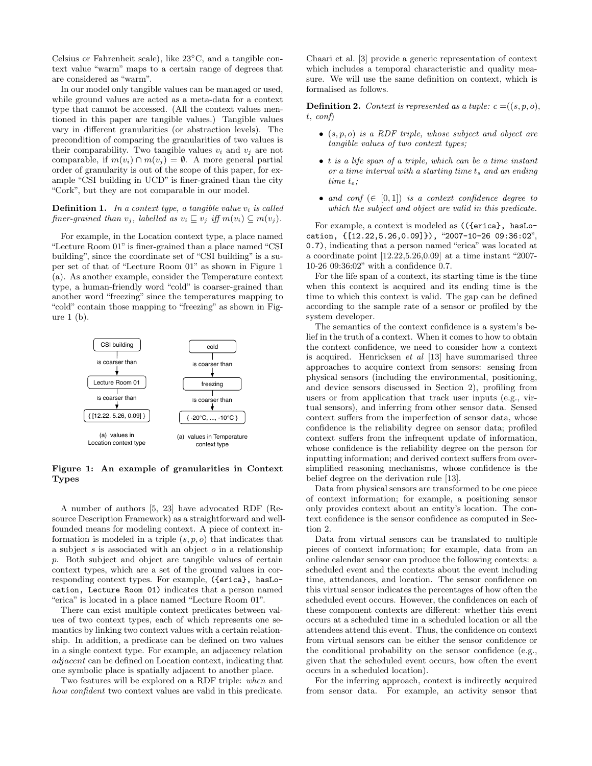Celsius or Fahrenheit scale), like 23°C, and a tangible context value "warm" maps to a certain range of degrees that are considered as "warm".

In our model only tangible values can be managed or used, while ground values are acted as a meta-data for a context type that cannot be accessed. (All the context values mentioned in this paper are tangible values.) Tangible values vary in different granularities (or abstraction levels). The precondition of comparing the granularities of two values is their comparability. Two tangible values $v_i$ and $v_j$ are not comparable, if $m(v_i) \cap m(v_j) = \emptyset$. A more general partial order of granularity is out of the scope of this paper, for example "CSI building in UCD" is finer-grained than the city "Cork", but they are not comparable in our model.

**Definition 1.** *In a context type, a tangible value $v_i$ is called finer-grained than $v_j$, labelled as $v_i \sqsubseteq v_j$ iff $m(v_i) \subseteq m(v_j)$.*

For example, in the Location context type, a place named "Lecture Room 01" is finer-grained than a place named "CSI building", since the coordinate set of "CSI building" is a super set of that of "Lecture Room 01" as shown in Figure 1 (a). As another example, consider the Temperature context type, a human-friendly word "cold" is coarser-grained than another word "freezing" since the temperatures mapping to "cold" contain those mapping to "freezing" as shown in Figure 1 (b).

CSI building → is coarser than → Lecture Room 01 → is coarser than → { [12.22, 5.26, 0.09] }

(a) values in Location context type

cold → is coarser than → freezing → is coarser than → { -20°C, ..., -10°C }

(a) values in Temperature context type

**Figure 1: An example of granularities in Context Types**

A number of authors [5, 23] have advocated RDF (Resource Description Framework) as a straightforward and well-founded means for modeling context. A piece of context information is modeled in a triple $(s, p, o)$ that indicates that a subject $s$ is associated with an object $o$ in a relationship $p$. Both subject and object are tangible values of certain context types, which are a set of the ground values in corresponding context types. For example, `({erica}, hasLocation, Lecture Room 01)` indicates that a person named "erica" is located in a place named "Lecture Room 01".

There can exist multiple context predicates between values of two context types, each of which represents one semantics by linking two context values with a certain relationship. In addition, a predicate can be defined on two values in a single context type. For example, an adjacency relation *adjacent* can be defined on Location context, indicating that one symbolic place is spatially adjacent to another place.

Two features will be explored on a RDF triple: *when* and *how confident* two context values are valid in this predicate. Chaari et al. [3] provide a generic representation of context which includes a temporal characteristic and quality measure. We will use the same definition on context, which is formalised as follows.

**Definition 2.** *Context is represented as a tuple: $c = ((s, p, o), t, conf)$*

- *$(s, p, o)$ is a RDF triple, whose subject and object are tangible values of two context types;*
- *$t$ is a life span of a triple, which can be a time instant or a time interval with a starting time $t_s$ and an ending time $t_e$;*
- *and $conf$ ($\in [0, 1]$) is a context confidence degree to which the subject and object are valid in this predicate.*

For example, a context is modeled as `(({erica}, hasLocation, {[12.22,5.26,0.09]})`, "2007-10-26 09:36:02", `0.7)`, indicating that a person named "erica" was located at a coordinate point [12.22,5.26,0.09] at a time instant "2007-10-26 09:36:02" with a confidence 0.7.

For the life span of a context, its starting time is the time when this context is acquired and its ending time is the time to which this context is valid. The gap can be defined according to the sample rate of a sensor or profiled by the system developer.

The semantics of the context confidence is a system's belief in the truth of a context. When it comes to how to obtain the context confidence, we need to consider how a context is acquired. Henricksen *et al* [13] have summarised three approaches to acquire context from sensors: sensing from physical sensors (including the environmental, positioning, and device sensors discussed in Section 2), profiling from users or from application that track user inputs (e.g., virtual sensors), and inferring from other sensor data. Sensed context suffers from the imperfection of sensor data, whose confidence is the reliability degree on sensor data; profiled context suffers from the infrequent update of information, whose confidence is the reliability degree on the person for inputting information; and derived context suffers from over-simplified reasoning mechanisms, whose confidence is the belief degree on the derivation rule [13].

Data from physical sensors are transformed to be one piece of context information; for example, a positioning sensor only provides context about an entity's location. The context confidence is the sensor confidence as computed in Section 2.

Data from virtual sensors can be translated to multiple pieces of context information; for example, data from an online calendar sensor can produce the following contexts: a scheduled event and the contexts about the event including time, attendances, and location. The sensor confidence on this virtual sensor indicates the percentages of how often the scheduled event occurs. However, the confidences on each of these component contexts are different: whether this event occurs at a scheduled time in a scheduled location or all the attendees attend this event. Thus, the confidence on context from virtual sensors can be either the sensor confidence or the conditional probability on the sensor confidence (e.g., given that the scheduled event occurs, how often the event occurs in a scheduled location).

For the inferring approach, context is indirectly acquired from sensor data. For example, an activity sensor that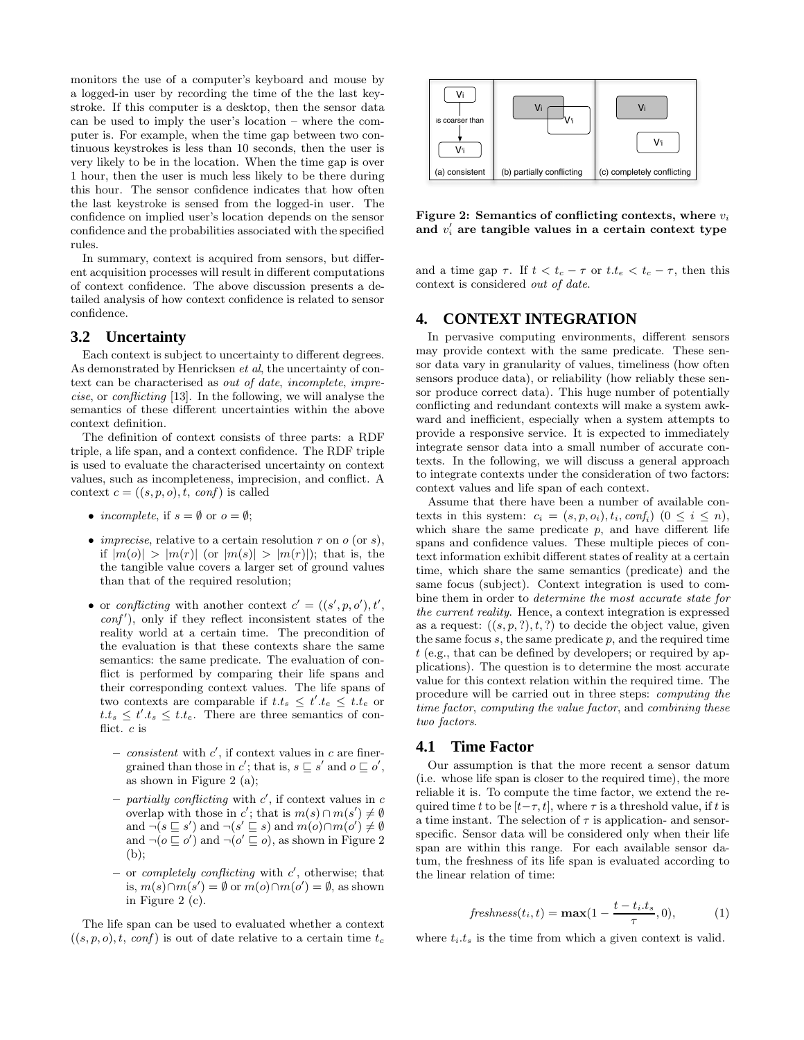monitors the use of a computer's keyboard and mouse by a logged-in user by recording the time of the the last keystroke. If this computer is a desktop, then the sensor data can be used to imply the user's location – where the computer is. For example, when the time gap between two continuous keystrokes is less than 10 seconds, then the user is very likely to be in the location. When the time gap is over 1 hour, then the user is much less likely to be there during this hour. The sensor confidence indicates that how often the last keystroke is sensed from the logged-in user. The confidence on implied user's location depends on the sensor confidence and the probabilities associated with the specified rules.

In summary, context is acquired from sensors, but different acquisition processes will result in different computations of context confidence. The above discussion presents a detailed analysis of how context confidence is related to sensor confidence.

## 3.2 Uncertainty

Each context is subject to uncertainty to different degrees. As demonstrated by Henricksen *et al*, the uncertainty of context can be characterised as *out of date*, *incomplete*, *imprecise*, or *conflicting* [13]. In the following, we will analyse the semantics of these different uncertainties within the above context definition.

The definition of context consists of three parts: a RDF triple, a life span, and a context confidence. The RDF triple is used to evaluate the characterised uncertainty on context values, such as incompleteness, imprecision, and conflict. A context $c = ((s, p, o), t, \mathit{conf})$ is called

- *incomplete*, if $s = \emptyset$ or $o = \emptyset$;
- *imprecise*, relative to a certain resolution $r$ on $o$ (or $s$), if $|m(o)| > |m(r)|$ (or $|m(s)| > |m(r)|$); that is, the tangible value covers a larger set of ground values than that of the required resolution;
- or *conflicting* with another context $c' = ((s', p, o'), t', \mathit{conf}')$, only if they reflect inconsistent states of the reality world at a certain time. The precondition of the evaluation is that these contexts share the same semantics: the same predicate. The evaluation of conflict is performed by comparing their life spans and their corresponding context values. The life spans of two contexts are comparable if $t.t_s \le t'.t_e \le t.t_e$ or $t.t_s \le t'.t_s \le t.t_e$. There are three semantics of conflict. $c$ is
  - *consistent* with $c'$, if context values in $c$ are finer-grained than those in $c'$; that is, $s \sqsubseteq s'$ and $o \sqsubseteq o'$, as shown in Figure 2 (a);
  - *partially conflicting* with $c'$, if context values in $c$ overlap with those in $c'$; that is $m(s) \cap m(s') \ne \emptyset$ and $\neg(s \sqsubseteq s')$ and $\neg(s' \sqsubseteq s)$ and $m(o) \cap m(o') \ne \emptyset$ and $\neg(o \sqsubseteq o')$ and $\neg(o' \sqsubseteq o)$, as shown in Figure 2 (b);
  - or *completely conflicting* with $c'$, otherwise; that is, $m(s) \cap m(s') = \emptyset$ or $m(o) \cap m(o') = \emptyset$, as shown in Figure 2 (c).

The life span can be used to evaluated whether a context $((s, p, o), t, \mathit{conf})$ is out of date relative to a certain time $t_c$

**Figure 2: Semantics of conflicting contexts, where $v_i$ and $v'_i$ are tangible values in a certain context type**

and a time gap $\tau$. If $t < t_c - \tau$ or $t.t_e < t_c - \tau$, then this context is considered *out of date*.

# 4. CONTEXT INTEGRATION

In pervasive computing environments, different sensors may provide context with the same predicate. These sensor data vary in granularity of values, timeliness (how often sensors produce data), or reliability (how reliably these sensor produce correct data). This huge number of potentially conflicting and redundant contexts will make a system awkward and inefficient, especially when a system attempts to provide a responsive service. It is expected to immediately integrate sensor data into a small number of accurate contexts. In the following, we will discuss a general approach to integrate contexts under the consideration of two factors: context values and life span of each context.

Assume that there have been a number of available contexts in this system: $c_i = (s, p, o_i), t_i, \mathit{conf}_i)$ $(0 \le i \le n)$, which share the same predicate $p$, and have different life spans and confidence values. These multiple pieces of context information exhibit different states of reality at a certain time, which share the same semantics (predicate) and the same focus (subject). Context integration is used to combine them in order to *determine the most accurate state for the current reality*. Hence, a context integration is expressed as a request: $((s, p, ?), t, ?)$ to decide the object value, given the same focus $s$, the same predicate $p$, and the required time $t$ (e.g., that can be defined by developers; or required by applications). The question is to determine the most accurate value for this context relation within the required time. The procedure will be carried out in three steps: *computing the time factor*, *computing the value factor*, and *combining these two factors*.

## 4.1 Time Factor

Our assumption is that the more recent a sensor datum (i.e. whose life span is closer to the required time), the more reliable it is. To compute the time factor, we extend the required time $t$ to be $[t-\tau, t]$, where $\tau$ is a threshold value, if $t$ is a time instant. The selection of $\tau$ is application- and sensor-specific. Sensor data will be considered only when their life span are within this range. For each available sensor datum, the freshness of its life span is evaluated according to the linear relation of time:

$$\mathit{freshness}(t_i, t) = \mathbf{max}(1 - \frac{t - t_i.t_s}{\tau}, 0), \tag{1}$$

where $t_i.t_s$ is the time from which a given context is valid.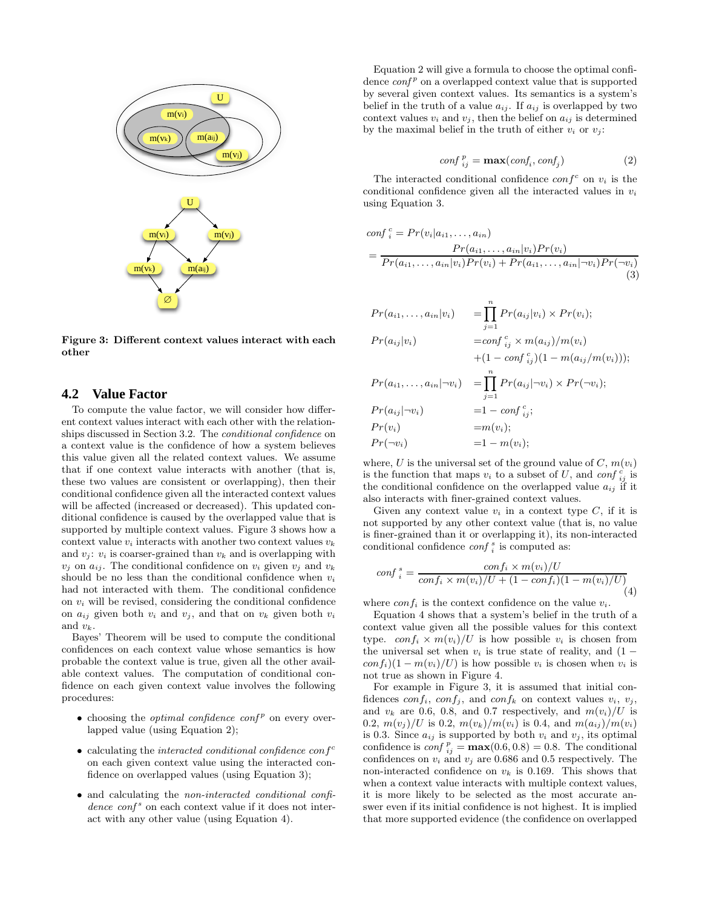Figure 3: Different context values interact with each other

## 4.2 Value Factor

To compute the value factor, we will consider how different context values interact with each other with the relationships discussed in Section 3.2. The *conditional confidence* on a context value is the confidence of how a system believes this value given all the related context values. We assume that if one context value interacts with another (that is, these two values are consistent or overlapping), then their conditional confidence given all the interacted context values will be affected (increased or decreased). This updated conditional confidence is caused by the overlapped value that is supported by multiple context values. Figure 3 shows how a context value $v_i$ interacts with another two context values $v_k$ and $v_j$: $v_i$ is coarser-grained than $v_k$ and is overlapping with $v_j$ on $a_{ij}$. The conditional confidence on $v_i$ given $v_j$ and $v_k$ should be no less than the conditional confidence when $v_i$ had not interacted with them. The conditional confidence on $v_i$ will be revised, considering the conditional confidence on $a_{ij}$ given both $v_i$ and $v_j$, and that on $v_k$ given both $v_i$ and $v_k$.

Bayes' Theorem will be used to compute the conditional confidences on each context value whose semantics is how probable the context value is true, given all the other available context values. The computation of conditional confidence on each given context value involves the following procedures:

- choosing the *optimal confidence* $conf^p$ on every overlapped value (using Equation 2);
- calculating the *interacted conditional confidence* $conf^c$ on each given context value using the interacted confidence on overlapped values (using Equation 3);
- and calculating the *non-interacted conditional confidence* $conf^s$ on each context value if it does not interact with any other value (using Equation 4).

Equation 2 will give a formula to choose the optimal confidence $conf^p$ on a overlapped context value that is supported by several given context values. Its semantics is a system's belief in the truth of a value $a_{ij}$. If $a_{ij}$ is overlapped by two context values $v_i$ and $v_j$, then the belief on $a_{ij}$ is determined by the maximal belief in the truth of either $v_i$ or $v_j$:

$$conf^{\,p}_{ij} = \mathbf{max}(conf_i, conf_j) \tag{2}$$

The interacted conditional confidence $conf^c$ on $v_i$ is the conditional confidence given all the interacted values in $v_i$ using Equation 3.

$$conf^{\,c}_{i} = Pr(v_i|a_{i1}, \ldots, a_{in})$$
$$= \frac{Pr(a_{i1}, \ldots, a_{in}|v_i)Pr(v_i)}{Pr(a_{i1}, \ldots, a_{in}|v_i)Pr(v_i) + Pr(a_{i1}, \ldots, a_{in}|\neg v_i)Pr(\neg v_i)} \tag{3}$$

$$\begin{aligned}
Pr(a_{i1}, \ldots, a_{in}|v_i) &= \prod_{j=1}^{n} Pr(a_{ij}|v_i) \times Pr(v_i);\\
Pr(a_{ij}|v_i) &= conf^{\,c}_{ij} \times m(a_{ij})/m(v_i)\\
&\quad + (1 - conf^{\,c}_{ij})(1 - m(a_{ij}/m(v_i)));\\
Pr(a_{i1}, \ldots, a_{in}|\neg v_i) &= \prod_{j=1}^{n} Pr(a_{ij}|\neg v_i) \times Pr(\neg v_i);\\
Pr(a_{ij}|\neg v_i) &= 1 - conf^{\,c}_{ij};\\
Pr(v_i) &= m(v_i);\\
Pr(\neg v_i) &= 1 - m(v_i);
\end{aligned}$$

where, $U$ is the universal set of the ground value of $C$, $m(v_i)$ is the function that maps $v_i$ to a subset of $U$, and $conf^{\,c}_{ij}$ is the conditional confidence on the overlapped value $a_{ij}$ if it also interacts with finer-grained context values.

Given any context value $v_i$ in a context type $C$, if it is not supported by any other context value (that is, no value is finer-grained than it or overlapping it), its non-interacted conditional confidence $conf^{\,s}_{i}$ is computed as:

$$conf^{\,s}_{i} = \frac{conf_i \times m(v_i)/U}{conf_i \times m(v_i)/U + (1 - conf_i)(1 - m(v_i)/U)} \tag{4}$$

where $conf_i$ is the context confidence on the value $v_i$.

Equation 4 shows that a system's belief in the truth of a context value given all the possible values for this context type. $conf_i \times m(v_i)/U$ is how possible $v_i$ is chosen from the universal set when $v_i$ is true state of reality, and $(1 - conf_i)(1 - m(v_i)/U)$ is how possible $v_i$ is chosen when $v_i$ is not true as shown in Figure 4.

For example in Figure 3, it is assumed that initial confidences $conf_i$, $conf_j$, and $conf_k$ on context values $v_i$, $v_j$, and $v_k$ are 0.6, 0.8, and 0.7 respectively, and $m(v_i)/U$ is 0.2, $m(v_j)/U$ is 0.2, $m(v_k)/m(v_i)$ is 0.4, and $m(a_{ij})/m(v_i)$ is 0.3. Since $a_{ij}$ is supported by both $v_i$ and $v_j$, its optimal confidence is $conf^{\,p}_{ij} = \mathbf{max}(0.6, 0.8) = 0.8$. The conditional confidences on $v_i$ and $v_j$ are 0.686 and 0.5 respectively. The non-interacted confidence on $v_k$ is 0.169. This shows that when a context value interacts with multiple context values, it is more likely to be selected as the most accurate answer even if its initial confidence is not highest. It is implied that more supported evidence (the confidence on overlapped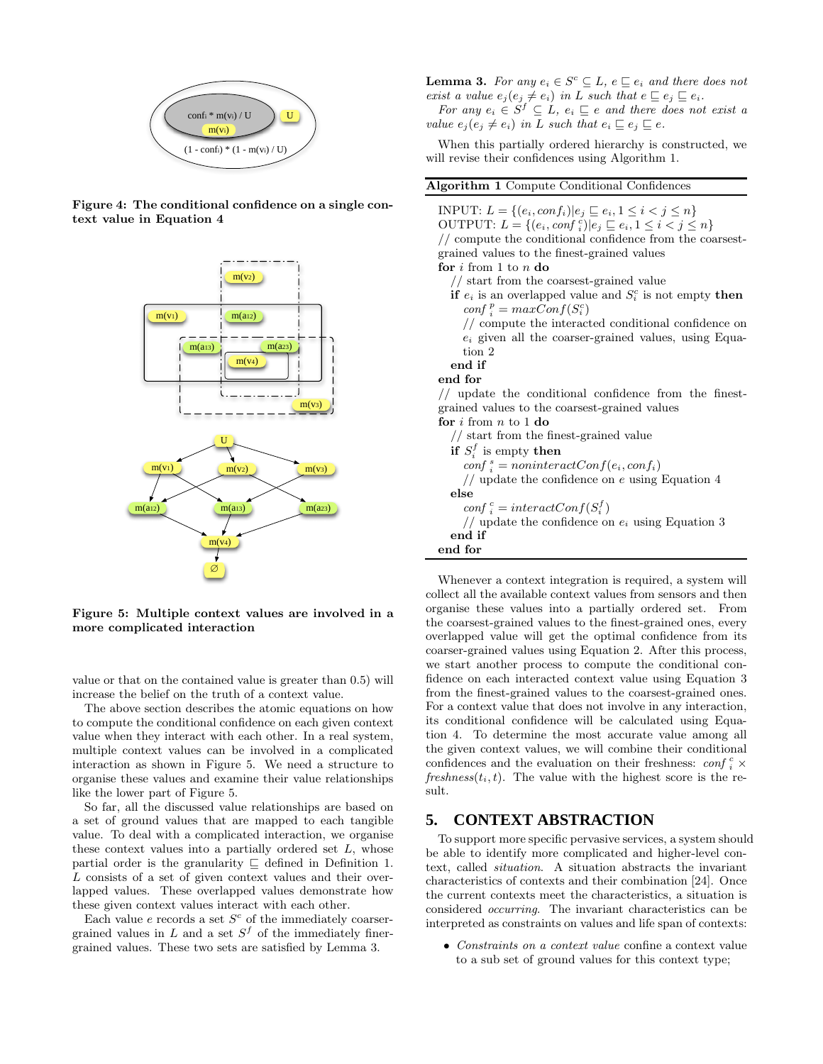Figure 4: The conditional confidence on a single context value in Equation 4

Figure 5: Multiple context values are involved in a more complicated interaction

value or that on the contained value is greater than 0.5) will increase the belief on the truth of a context value.

The above section describes the atomic equations on how to compute the conditional confidence on each given context value when they interact with each other. In a real system, multiple context values can be involved in a complicated interaction as shown in Figure 5. We need a structure to organise these values and examine their value relationships like the lower part of Figure 5.

So far, all the discussed value relationships are based on a set of ground values that are mapped to each tangible value. To deal with a complicated interaction, we organise these context values into a partially ordered set $L$, whose partial order is the granularity $\sqsubseteq$ defined in Definition 1. $L$ consists of a set of given context values and their overlapped values. These overlapped values demonstrate how these given context values interact with each other.

Each value $e$ records a set $S^c$ of the immediately coarser-grained values in $L$ and a set $S^f$ of the immediately finer-grained values. These two sets are satisfied by Lemma 3.

**Lemma 3.** *For any $e_i \in S^c \subseteq L$, $e \sqsubseteq e_i$ and there does not exist a value $e_j (e_j \neq e_i)$ in $L$ such that $e \sqsubseteq e_j \sqsubseteq e_i$.*

*For any $e_i \in S^f \subseteq L$, $e_i \sqsubseteq e$ and there does not exist a value $e_j (e_j \neq e_i)$ in $L$ such that $e_i \sqsubseteq e_j \sqsubseteq e$.*

When this partially ordered hierarchy is constructed, we will revise their confidences using Algorithm 1.

**Algorithm 1** Compute Conditional Confidences

```
INPUT: L = {(e_i, conf_i) | e_j ⊑ e_i, 1 ≤ i < j ≤ n}
OUTPUT: L = {(e_i, conf_i^c) | e_j ⊑ e_i, 1 ≤ i < j ≤ n}
// compute the conditional confidence from the coarsest-
grained values to the finest-grained values
for i from 1 to n do
  // start from the coarsest-grained value
  if e_i is an overlapped value and S_i^c is not empty then
    conf_i^p = maxConf(S_i^c)
    // compute the interacted conditional confidence on
    e_i given all the coarser-grained values, using Equa-
    tion 2
  end if
end for
// update the conditional confidence from the finest-
grained values to the coarsest-grained values
for i from n to 1 do
  // start from the finest-grained value
  if S_i^f is empty then
    conf_i^s = noninteractConf(e_i, conf_i)
    // update the confidence on e using Equation 4
  else
    conf_i^c = interactConf(S_i^f)
    // update the confidence on e_i using Equation 3
  end if
end for
```

Whenever a context integration is required, a system will collect all the available context values from sensors and then organise these values into a partially ordered set. From the coarsest-grained values to the finest-grained ones, every overlapped value will get the optimal confidence from its coarser-grained values using Equation 2. After this process, we start another process to compute the conditional confidence on each interacted context value using Equation 3 from the finest-grained values to the coarsest-grained ones. For a context value that does not involve in any interaction, its conditional confidence will be calculated using Equation 4. To determine the most accurate value among all the given context values, we will combine their conditional confidences and the evaluation on their freshness: $conf_i^c \times freshness(t_i, t)$. The value with the highest score is the result.

## 5. CONTEXT ABSTRACTION

To support more specific pervasive services, a system should be able to identify more complicated and higher-level context, called *situation*. A situation abstracts the invariant characteristics of contexts and their combination [24]. Once the current contexts meet the characteristics, a situation is considered *occurring*. The invariant characteristics can be interpreted as constraints on values and life span of contexts:

- *Constraints on a context value* confine a context value to a sub set of ground values for this context type;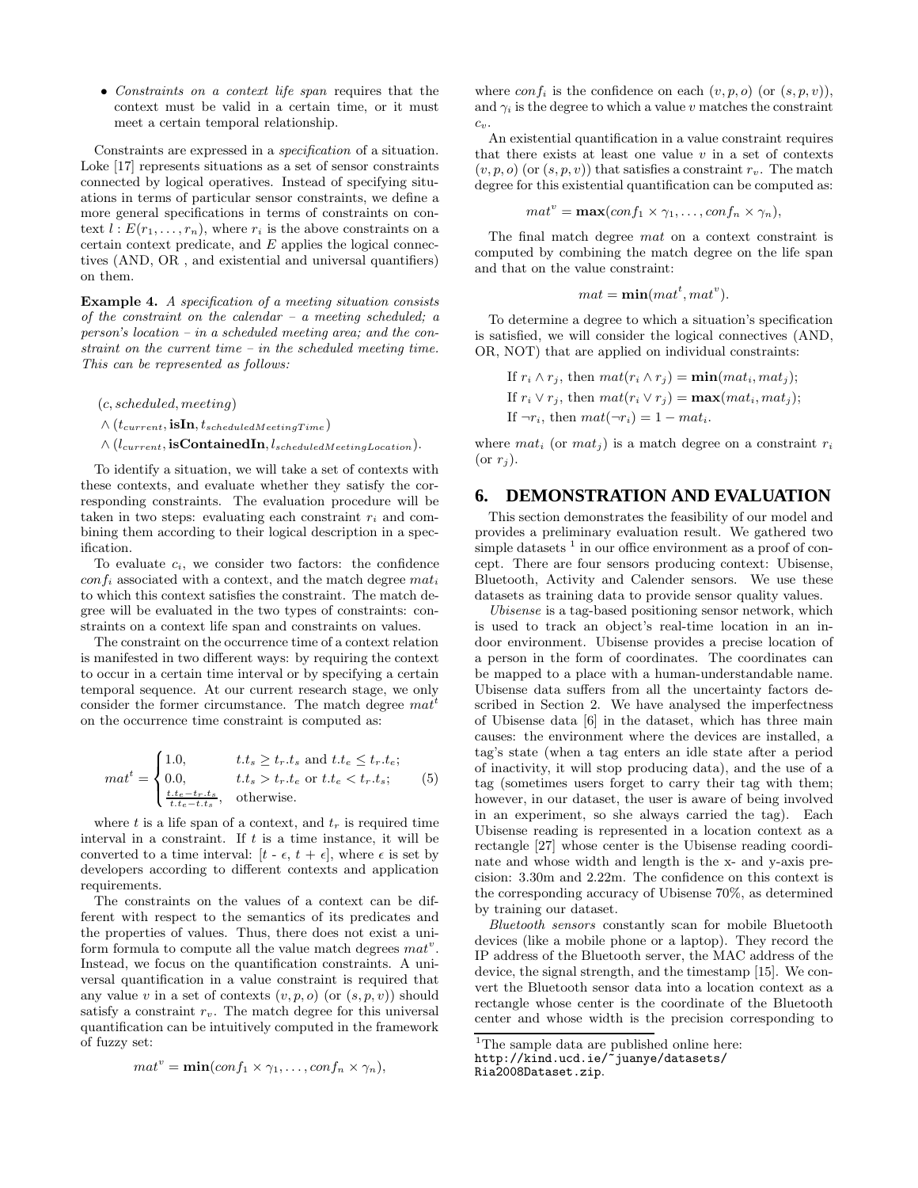- *Constraints on a context life span* requires that the context must be valid in a certain time, or it must meet a certain temporal relationship.

Constraints are expressed in a *specification* of a situation. Loke [17] represents situations as a set of sensor constraints connected by logical operatives. Instead of specifying situations in terms of particular sensor constraints, we define a more general specifications in terms of constraints on context $l : E(r_1, \ldots, r_n)$, where $r_i$ is the above constraints on a certain context predicate, and $E$ applies the logical connectives (AND, OR , and existential and universal quantifiers) on them.

**Example 4.** *A specification of a meeting situation consists of the constraint on the calendar – a meeting scheduled; a person's location – in a scheduled meeting area; and the constraint on the current time – in the scheduled meeting time. This can be represented as follows:*

$$(c, scheduled, meeting)$$
$$\wedge\, (t_{current}, \textbf{isIn}, t_{scheduledMeetingTime})$$
$$\wedge\, (l_{current}, \textbf{isContainedIn}, l_{scheduledMeetingLocation}).$$

To identify a situation, we will take a set of contexts with these contexts, and evaluate whether they satisfy the corresponding constraints. The evaluation procedure will be taken in two steps: evaluating each constraint $r_i$ and combining them according to their logical description in a specification.

To evaluate $c_i$, we consider two factors: the confidence $conf_i$ associated with a context, and the match degree $mat_i$ to which this context satisfies the constraint. The match degree will be evaluated in the two types of constraints: constraints on a context life span and constraints on values.

The constraint on the occurrence time of a context relation is manifested in two different ways: by requiring the context to occur in a certain time interval or by specifying a certain temporal sequence. At our current research stage, we only consider the former circumstance. The match degree $mat^t$ on the occurrence time constraint is computed as:

$$mat^t = \begin{cases} 1.0, & t.t_s \geq t_r.t_s \text{ and } t.t_e \leq t_r.t_e; \\ 0.0, & t.t_s > t_r.t_e \text{ or } t.t_e < t_r.t_s; \\ \frac{t.t_e - t_r.t_s}{t.t_e - t.t_s}, & \text{otherwise.} \end{cases} \quad (5)$$

where $t$ is a life span of a context, and $t_r$ is required time interval in a constraint. If $t$ is a time instance, it will be converted to a time interval: $[t - \epsilon, t + \epsilon]$, where $\epsilon$ is set by developers according to different contexts and application requirements.

The constraints on the values of a context can be different with respect to the semantics of its predicates and the properties of values. Thus, there does not exist a uniform formula to compute all the value match degrees $mat^v$. Instead, we focus on the quantification constraints. A universal quantification in a value constraint is required that any value $v$ in a set of contexts $(v, p, o)$ (or $(s, p, v)$) should satisfy a constraint $r_v$. The match degree for this universal quantification can be intuitively computed in the framework of fuzzy set:

$$mat^v = \textbf{min}(conf_1 \times \gamma_1, \ldots, conf_n \times \gamma_n),$$

where $conf_i$ is the confidence on each $(v, p, o)$ (or $(s, p, v)$), and $\gamma_i$ is the degree to which a value $v$ matches the constraint $c_v$.

An existential quantification in a value constraint requires that there exists at least one value $v$ in a set of contexts $(v, p, o)$ (or $(s, p, v)$) that satisfies a constraint $r_v$. The match degree for this existential quantification can be computed as:

$$mat^v = \textbf{max}(conf_1 \times \gamma_1, \ldots, conf_n \times \gamma_n),$$

The final match degree $mat$ on a context constraint is computed by combining the match degree on the life span and that on the value constraint:

$$mat = \textbf{min}(mat^t, mat^v).$$

To determine a degree to which a situation's specification is satisfied, we will consider the logical connectives (AND, OR, NOT) that are applied on individual constraints:

If $r_i \wedge r_j$, then $mat(r_i \wedge r_j) = \textbf{min}(mat_i, mat_j)$;
If $r_i \vee r_j$, then $mat(r_i \vee r_j) = \textbf{max}(mat_i, mat_j)$;
If $\neg r_i$, then $mat(\neg r_i) = 1 - mat_i$.

where $mat_i$ (or $mat_j$) is a match degree on a constraint $r_i$ (or $r_j$).

## 6. DEMONSTRATION AND EVALUATION

This section demonstrates the feasibility of our model and provides a preliminary evaluation result. We gathered two simple datasets [1] in our office environment as a proof of concept. There are four sensors producing context: Ubisense, Bluetooth, Activity and Calender sensors. We use these datasets as training data to provide sensor quality values.

*Ubisense* is a tag-based positioning sensor network, which is used to track an object's real-time location in an indoor environment. Ubisense provides a precise location of a person in the form of coordinates. The coordinates can be mapped to a place with a human-understandable name. Ubisense data suffers from all the uncertainty factors described in Section 2. We have analysed the imperfectness of Ubisense data [6] in the dataset, which has three main causes: the environment where the devices are installed, a tag's state (when a tag enters an idle state after a period of inactivity, it will stop producing data), and the use of a tag (sometimes users forget to carry their tag with them; however, in our dataset, the user is aware of being involved in an experiment, so she always carried the tag). Each Ubisense reading is represented in a location context as a rectangle [27] whose center is the Ubisense reading coordinate and whose width and length is the x- and y-axis precision: 3.30m and 2.22m. The confidence on this context is the corresponding accuracy of Ubisense 70%, as determined by training our dataset.

*Bluetooth sensors* constantly scan for mobile Bluetooth devices (like a mobile phone or a laptop). They record the IP address of the Bluetooth server, the MAC address of the device, the signal strength, and the timestamp [15]. We convert the Bluetooth sensor data into a location context as a rectangle whose center is the coordinate of the Bluetooth center and whose width is the precision corresponding to

[1] The sample data are published online here: http://kind.ucd.ie/~juanye/datasets/Ria2008Dataset.zip.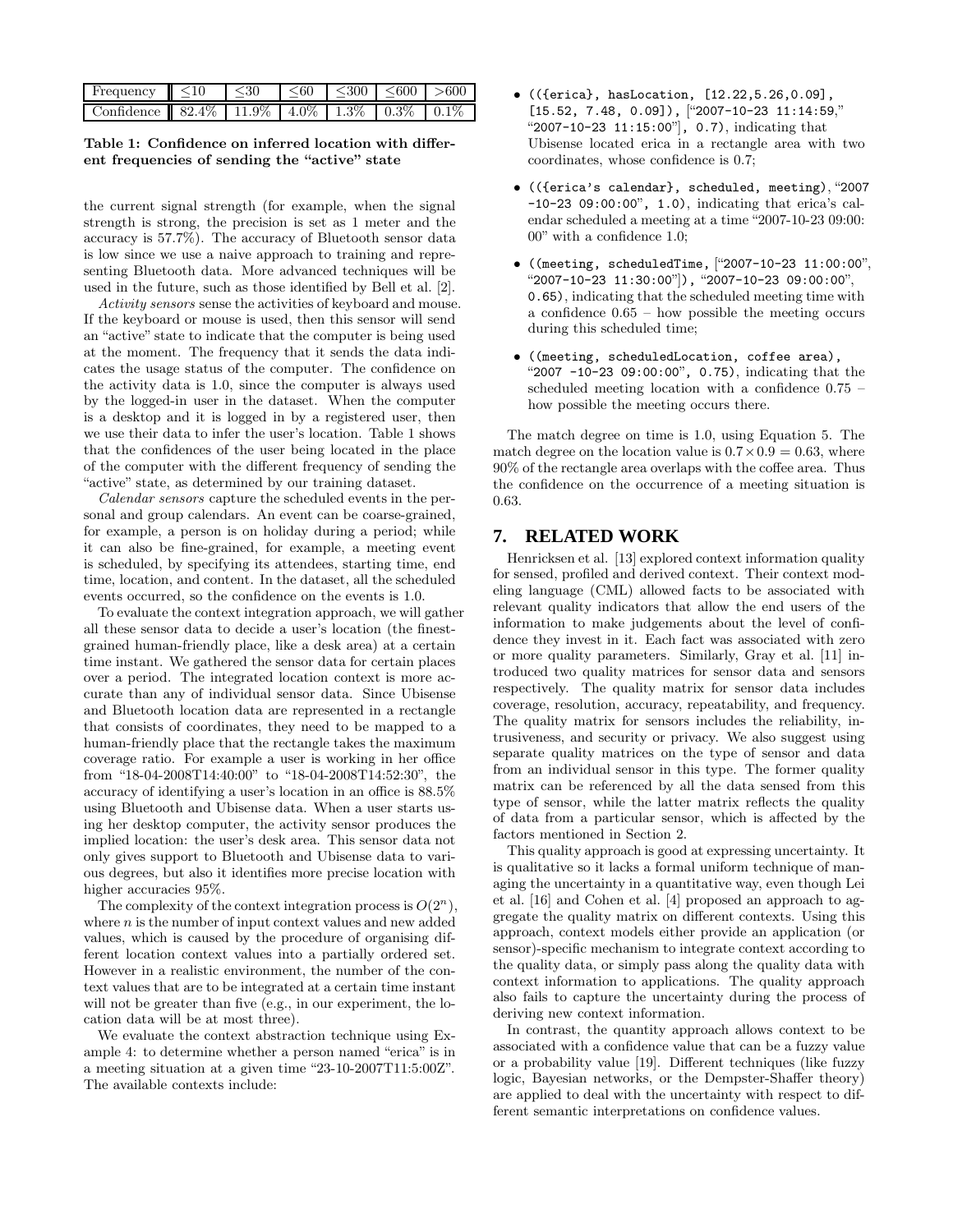| Frequency | ≤10 | ≤30 | ≤60 | ≤300 | ≤600 | >600 |
|---|---|---|---|---|---|---|
| Confidence | 82.4% | 11.9% | 4.0% | 1.3% | 0.3% | 0.1% |

**Table 1: Confidence on inferred location with different frequencies of sending the "active" state**

the current signal strength (for example, when the signal strength is strong, the precision is set as 1 meter and the accuracy is 57.7%). The accuracy of Bluetooth sensor data is low since we use a naive approach to training and representing Bluetooth data. More advanced techniques will be used in the future, such as those identified by Bell et al. [2].

*Activity sensors* sense the activities of keyboard and mouse. If the keyboard or mouse is used, then this sensor will send an "active" state to indicate that the computer is being used at the moment. The frequency that it sends the data indicates the usage status of the computer. The confidence on the activity data is 1.0, since the computer is always used by the logged-in user in the dataset. When the computer is a desktop and it is logged in by a registered user, then we use their data to infer the user's location. Table 1 shows that the confidences of the user being located in the place of the computer with the different frequency of sending the "active" state, as determined by our training dataset.

*Calendar sensors* capture the scheduled events in the personal and group calendars. An event can be coarse-grained, for example, a person is on holiday during a period; while it can also be fine-grained, for example, a meeting event is scheduled, by specifying its attendees, starting time, end time, location, and content. In the dataset, all the scheduled events occurred, so the confidence on the events is 1.0.

To evaluate the context integration approach, we will gather all these sensor data to decide a user's location (the finest-grained human-friendly place, like a desk area) at a certain time instant. We gathered the sensor data for certain places over a period. The integrated location context is more accurate than any of individual sensor data. Since Ubisense and Bluetooth location data are represented in a rectangle that consists of coordinates, they need to be mapped to a human-friendly place that the rectangle takes the maximum coverage ratio. For example a user is working in her office from "18-04-2008T14:40:00" to "18-04-2008T14:52:30", the accuracy of identifying a user's location in an office is 88.5% using Bluetooth and Ubisense data. When a user starts using her desktop computer, the activity sensor produces the implied location: the user's desk area. This sensor data not only gives support to Bluetooth and Ubisense data to various degrees, but also it identifies more precise location with higher accuracies 95%.

The complexity of the context integration process is $O(2^n)$, where $n$ is the number of input context values and new added values, which is caused by the procedure of organising different location context values into a partially ordered set. However in a realistic environment, the number of the context values that are to be integrated at a certain time instant will not be greater than five (e.g., in our experiment, the location data will be at most three).

We evaluate the context abstraction technique using Example 4: to determine whether a person named "erica" is in a meeting situation at a given time "23-10-2007T11:5:00Z". The available contexts include:

- `(({erica}, hasLocation, [12.22,5.26,0.09], [15.52, 7.48, 0.09]), ["2007-10-23 11:14:59," "2007-10-23 11:15:00"], 0.7)`, indicating that Ubisense located erica in a rectangle area with two coordinates, whose confidence is 0.7;
- `(({erica's calendar}, scheduled, meeting), "2007 -10-23 09:00:00", 1.0)`, indicating that erica's calendar scheduled a meeting at a time "2007-10-23 09:00:00" with a confidence 1.0;
- `((meeting, scheduledTime, ["2007-10-23 11:00:00", "2007-10-23 11:30:00"]), "2007-10-23 09:00:00", 0.65)`, indicating that the scheduled meeting time with a confidence 0.65 – how possible the meeting occurs during this scheduled time;
- `((meeting, scheduledLocation, coffee area), "2007 -10-23 09:00:00", 0.75)`, indicating that the scheduled meeting location with a confidence 0.75 – how possible the meeting occurs there.

The match degree on time is 1.0, using Equation 5. The match degree on the location value is $0.7 \times 0.9 = 0.63$, where 90% of the rectangle area overlaps with the coffee area. Thus the confidence on the occurrence of a meeting situation is 0.63.

## 7. RELATED WORK

Henricksen et al. [13] explored context information quality for sensed, profiled and derived context. Their context modeling language (CML) allowed facts to be associated with relevant quality indicators that allow the end users of the information to make judgements about the level of confidence they invest in it. Each fact was associated with zero or more quality parameters. Similarly, Gray et al. [11] introduced two quality matrices for sensor data and sensors respectively. The quality matrix for sensor data includes coverage, resolution, accuracy, repeatability, and frequency. The quality matrix for sensors includes the reliability, intrusiveness, and security or privacy. We also suggest using separate quality matrices on the type of sensor and data from an individual sensor in this type. The former quality matrix can be referenced by all the data sensed from this type of sensor, while the latter matrix reflects the quality of data from a particular sensor, which is affected by the factors mentioned in Section 2.

This quality approach is good at expressing uncertainty. It is qualitative so it lacks a formal uniform technique of managing the uncertainty in a quantitative way, even though Lei et al. [16] and Cohen et al. [4] proposed an approach to aggregate the quality matrix on different contexts. Using this approach, context models either provide an application (or sensor)-specific mechanism to integrate context according to the quality data, or simply pass along the quality data with context information to applications. The quality approach also fails to capture the uncertainty during the process of deriving new context information.

In contrast, the quantity approach allows context to be associated with a confidence value that can be a fuzzy value or a probability value [19]. Different techniques (like fuzzy logic, Bayesian networks, or the Dempster-Shaffer theory) are applied to deal with the uncertainty with respect to different semantic interpretations on confidence values.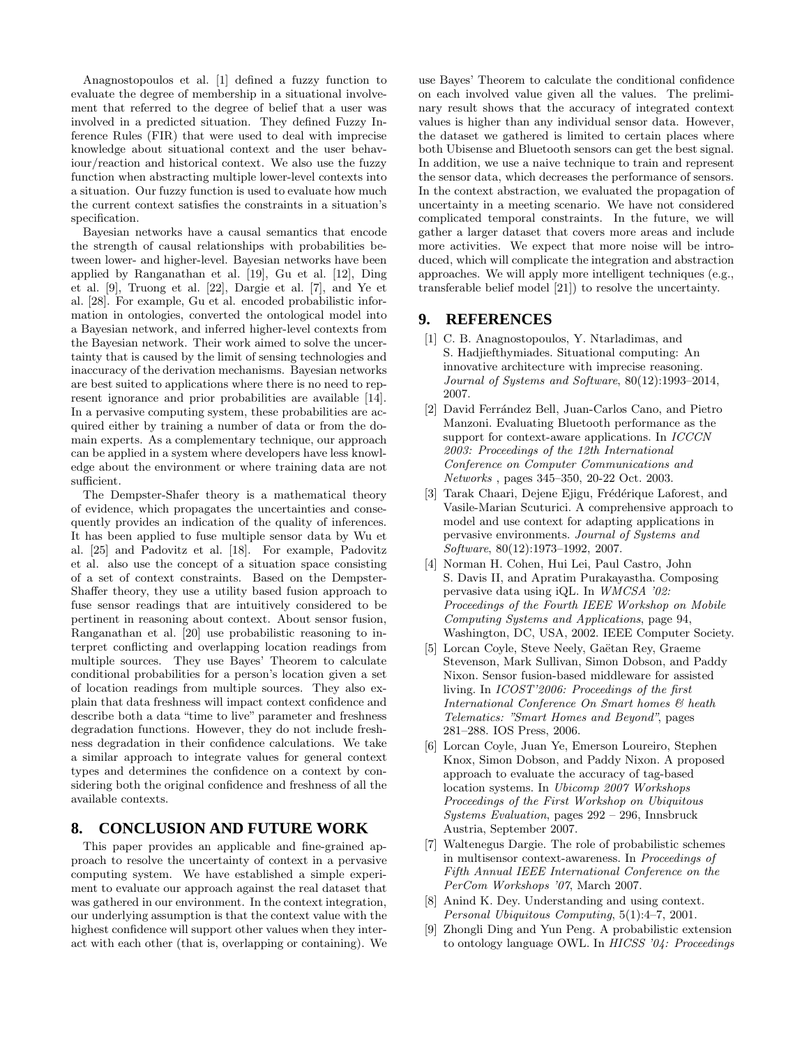Anagnostopoulos et al. [1] defined a fuzzy function to evaluate the degree of membership in a situational involvement that referred to the degree of belief that a user was involved in a predicted situation. They defined Fuzzy Inference Rules (FIR) that were used to deal with imprecise knowledge about situational context and the user behaviour/reaction and historical context. We also use the fuzzy function when abstracting multiple lower-level contexts into a situation. Our fuzzy function is used to evaluate how much the current context satisfies the constraints in a situation's specification.

Bayesian networks have a causal semantics that encode the strength of causal relationships with probabilities between lower- and higher-level. Bayesian networks have been applied by Ranganathan et al. [19], Gu et al. [12], Ding et al. [9], Truong et al. [22], Dargie et al. [7], and Ye et al. [28]. For example, Gu et al. encoded probabilistic information in ontologies, converted the ontological model into a Bayesian network, and inferred higher-level contexts from the Bayesian network. Their work aimed to solve the uncertainty that is caused by the limit of sensing technologies and inaccuracy of the derivation mechanisms. Bayesian networks are best suited to applications where there is no need to represent ignorance and prior probabilities are available [14]. In a pervasive computing system, these probabilities are acquired either by training a number of data or from the domain experts. As a complementary technique, our approach can be applied in a system where developers have less knowledge about the environment or where training data are not sufficient.

The Dempster-Shafer theory is a mathematical theory of evidence, which propagates the uncertainties and consequently provides an indication of the quality of inferences. It has been applied to fuse multiple sensor data by Wu et al. [25] and Padovitz et al. [18]. For example, Padovitz et al. also use the concept of a situation space consisting of a set of context constraints. Based on the Dempster-Shaffer theory, they use a utility based fusion approach to fuse sensor readings that are intuitively considered to be pertinent in reasoning about context. About sensor fusion, Ranganathan et al. [20] use probabilistic reasoning to interpret conflicting and overlapping location readings from multiple sources. They use Bayes' Theorem to calculate conditional probabilities for a person's location given a set of location readings from multiple sources. They also explain that data freshness will impact context confidence and describe both a data "time to live" parameter and freshness degradation functions. However, they do not include freshness degradation in their confidence calculations. We take a similar approach to integrate values for general context types and determines the confidence on a context by considering both the original confidence and freshness of all the available contexts.

## 8. CONCLUSION AND FUTURE WORK

This paper provides an applicable and fine-grained approach to resolve the uncertainty of context in a pervasive computing system. We have established a simple experiment to evaluate our approach against the real dataset that was gathered in our environment. In the context integration, our underlying assumption is that the context value with the highest confidence will support other values when they interact with each other (that is, overlapping or containing). We use Bayes' Theorem to calculate the conditional confidence on each involved value given all the values. The preliminary result shows that the accuracy of integrated context values is higher than any individual sensor data. However, the dataset we gathered is limited to certain places where both Ubisense and Bluetooth sensors can get the best signal. In addition, we use a naive technique to train and represent the sensor data, which decreases the performance of sensors. In the context abstraction, we evaluated the propagation of uncertainty in a meeting scenario. We have not considered complicated temporal constraints. In the future, we will gather a larger dataset that covers more areas and include more activities. We expect that more noise will be introduced, which will complicate the integration and abstraction approaches. We will apply more intelligent techniques (e.g., transferable belief model [21]) to resolve the uncertainty.

## 9. REFERENCES

[1] C. B. Anagnostopoulos, Y. Ntarladimas, and S. Hadjiefthymiades. Situational computing: An innovative architecture with imprecise reasoning. *Journal of Systems and Software*, 80(12):1993–2014, 2007.

[2] David Ferrández Bell, Juan-Carlos Cano, and Pietro Manzoni. Evaluating Bluetooth performance as the support for context-aware applications. In *ICCCN 2003: Proceedings of the 12th International Conference on Computer Communications and Networks* , pages 345–350, 20-22 Oct. 2003.

[3] Tarak Chaari, Dejene Ejigu, Frédérique Laforest, and Vasile-Marian Scuturici. A comprehensive approach to model and use context for adapting applications in pervasive environments. *Journal of Systems and Software*, 80(12):1973–1992, 2007.

[4] Norman H. Cohen, Hui Lei, Paul Castro, John S. Davis II, and Apratim Purakayastha. Composing pervasive data using iQL. In *WMCSA '02: Proceedings of the Fourth IEEE Workshop on Mobile Computing Systems and Applications*, page 94, Washington, DC, USA, 2002. IEEE Computer Society.

[5] Lorcan Coyle, Steve Neely, Gaëtan Rey, Graeme Stevenson, Mark Sullivan, Simon Dobson, and Paddy Nixon. Sensor fusion-based middleware for assisted living. In *ICOST'2006: Proceedings of the first International Conference On Smart homes & heath Telematics: "Smart Homes and Beyond"*, pages 281–288. IOS Press, 2006.

[6] Lorcan Coyle, Juan Ye, Emerson Loureiro, Stephen Knox, Simon Dobson, and Paddy Nixon. A proposed approach to evaluate the accuracy of tag-based location systems. In *Ubicomp 2007 Workshops Proceedings of the First Workshop on Ubiquitous Systems Evaluation*, pages 292 – 296, Innsbruck Austria, September 2007.

[7] Waltenegus Dargie. The role of probabilistic schemes in multisensor context-awareness. In *Proceedings of Fifth Annual IEEE International Conference on the PerCom Workshops '07*, March 2007.

[8] Anind K. Dey. Understanding and using context. *Personal Ubiquitous Computing*, 5(1):4–7, 2001.

[9] Zhongli Ding and Yun Peng. A probabilistic extension to ontology language OWL. In *HICSS '04: Proceedings*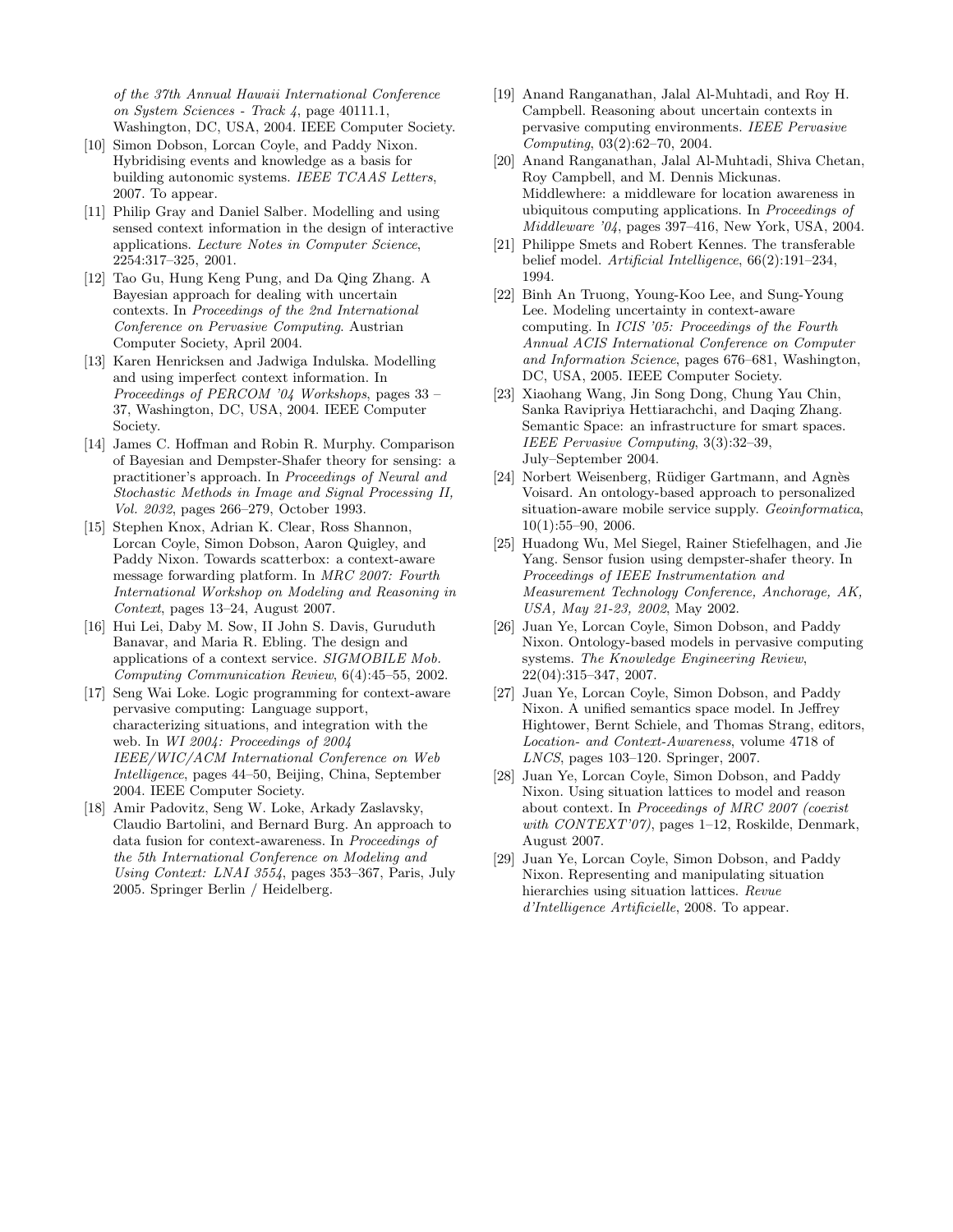*of the 37th Annual Hawaii International Conference on System Sciences - Track 4*, page 40111.1, Washington, DC, USA, 2004. IEEE Computer Society.

[10] Simon Dobson, Lorcan Coyle, and Paddy Nixon. Hybridising events and knowledge as a basis for building autonomic systems. *IEEE TCAAS Letters*, 2007. To appear.

[11] Philip Gray and Daniel Salber. Modelling and using sensed context information in the design of interactive applications. *Lecture Notes in Computer Science*, 2254:317–325, 2001.

[12] Tao Gu, Hung Keng Pung, and Da Qing Zhang. A Bayesian approach for dealing with uncertain contexts. In *Proceedings of the 2nd International Conference on Pervasive Computing*. Austrian Computer Society, April 2004.

[13] Karen Henricksen and Jadwiga Indulska. Modelling and using imperfect context information. In *Proceedings of PERCOM '04 Workshops*, pages 33 – 37, Washington, DC, USA, 2004. IEEE Computer Society.

[14] James C. Hoffman and Robin R. Murphy. Comparison of Bayesian and Dempster-Shafer theory for sensing: a practitioner's approach. In *Proceedings of Neural and Stochastic Methods in Image and Signal Processing II, Vol. 2032*, pages 266–279, October 1993.

[15] Stephen Knox, Adrian K. Clear, Ross Shannon, Lorcan Coyle, Simon Dobson, Aaron Quigley, and Paddy Nixon. Towards scatterbox: a context-aware message forwarding platform. In *MRC 2007: Fourth International Workshop on Modeling and Reasoning in Context*, pages 13–24, August 2007.

[16] Hui Lei, Daby M. Sow, II John S. Davis, Guruduth Banavar, and Maria R. Ebling. The design and applications of a context service. *SIGMOBILE Mob. Computing Communication Review*, 6(4):45–55, 2002.

[17] Seng Wai Loke. Logic programming for context-aware pervasive computing: Language support, characterizing situations, and integration with the web. In *WI 2004: Proceedings of 2004 IEEE/WIC/ACM International Conference on Web Intelligence*, pages 44–50, Beijing, China, September 2004. IEEE Computer Society.

[18] Amir Padovitz, Seng W. Loke, Arkady Zaslavsky, Claudio Bartolini, and Bernard Burg. An approach to data fusion for context-awareness. In *Proceedings of the 5th International Conference on Modeling and Using Context: LNAI 3554*, pages 353–367, Paris, July 2005. Springer Berlin / Heidelberg.

[19] Anand Ranganathan, Jalal Al-Muhtadi, and Roy H. Campbell. Reasoning about uncertain contexts in pervasive computing environments. *IEEE Pervasive Computing*, 03(2):62–70, 2004.

[20] Anand Ranganathan, Jalal Al-Muhtadi, Shiva Chetan, Roy Campbell, and M. Dennis Mickunas. Middlewhere: a middleware for location awareness in ubiquitous computing applications. In *Proceedings of Middleware '04*, pages 397–416, New York, USA, 2004.

[21] Philippe Smets and Robert Kennes. The transferable belief model. *Artificial Intelligence*, 66(2):191–234, 1994.

[22] Binh An Truong, Young-Koo Lee, and Sung-Young Lee. Modeling uncertainty in context-aware computing. In *ICIS '05: Proceedings of the Fourth Annual ACIS International Conference on Computer and Information Science*, pages 676–681, Washington, DC, USA, 2005. IEEE Computer Society.

[23] Xiaohang Wang, Jin Song Dong, Chung Yau Chin, Sanka Ravipriya Hettiarachchi, and Daqing Zhang. Semantic Space: an infrastructure for smart spaces. *IEEE Pervasive Computing*, 3(3):32–39, July–September 2004.

[24] Norbert Weisenberg, Rüdiger Gartmann, and Agnès Voisard. An ontology-based approach to personalized situation-aware mobile service supply. *Geoinformatica*, 10(1):55–90, 2006.

[25] Huadong Wu, Mel Siegel, Rainer Stiefelhagen, and Jie Yang. Sensor fusion using dempster-shafer theory. In *Proceedings of IEEE Instrumentation and Measurement Technology Conference, Anchorage, AK, USA, May 21-23, 2002*, May 2002.

[26] Juan Ye, Lorcan Coyle, Simon Dobson, and Paddy Nixon. Ontology-based models in pervasive computing systems. *The Knowledge Engineering Review*, 22(04):315–347, 2007.

[27] Juan Ye, Lorcan Coyle, Simon Dobson, and Paddy Nixon. A unified semantics space model. In Jeffrey Hightower, Bernt Schiele, and Thomas Strang, editors, *Location- and Context-Awareness*, volume 4718 of *LNCS*, pages 103–120. Springer, 2007.

[28] Juan Ye, Lorcan Coyle, Simon Dobson, and Paddy Nixon. Using situation lattices to model and reason about context. In *Proceedings of MRC 2007 (coexist with CONTEXT'07)*, pages 1–12, Roskilde, Denmark, August 2007.

[29] Juan Ye, Lorcan Coyle, Simon Dobson, and Paddy Nixon. Representing and manipulating situation hierarchies using situation lattices. *Revue d'Intelligence Artificielle*, 2008. To appear.